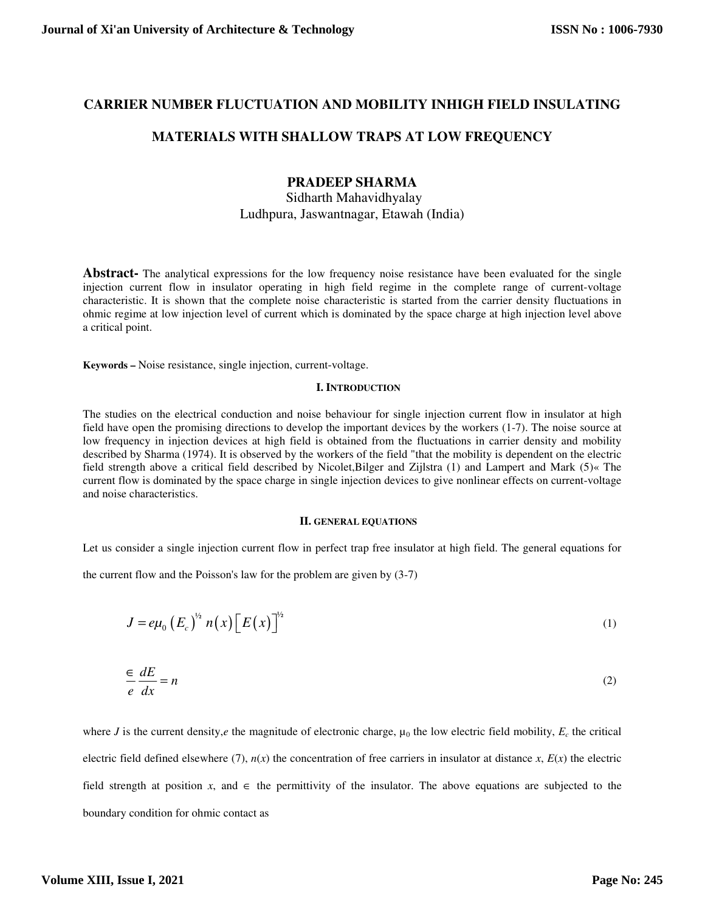# CARRIER NUMBER FLUCTUATION AND MOBILITY INHIGH FIELD INSULATING MATERIALS WITH SHALLOW TRAPS AT LOW FREQUENCY

**PRADEEP SHARMA**

Sidharth Mahavidhyalay

Ludhpura, Jaswantnagar, Etawah (India)

**Abstract-** The analytical expressions for the low frequency noise resistance have been evaluated for the single injection current flow in insulator operating in high field regime in the complete range of current-voltage characteristic. It is shown that the complete noise characteristic is started from the carrier density fluctuations in ohmic regime at low injection level of current which is dominated by the space charge at high injection level above a critical point.

**Keywords –** Noise resistance, single injection, current-voltage.

## I. INTRODUCTION

The studies on the electrical conduction and noise behaviour for single injection current flow in insulator at high field have open the promising directions to develop the important devices by the workers (1-7). The noise source at low frequency in injection devices at high field is obtained from the fluctuations in carrier density and mobility described by Sharma (1974). It is observed by the workers of the field "that the mobility is dependent on the electric field strength above a critical field described by Nicolet,Bilger and Zijlstra (1) and Lampert and Mark (5)« The current flow is dominated by the space charge in single injection devices to give nonlinear effects on current-voltage and noise characteristics.

## II. GENERAL EQUATIONS

Let us consider a single injection current flow in perfect trap free insulator at high field. The general equations for the current flow and the Poisson's law for the problem are given by (3-7)

$$J = e\mu_0 \left(E_c\right)^{1/2} n(x) \left[E(x)\right]^{1/2} \tag{1}$$

$$\frac{\in}{e}\frac{dE}{dx} = n \tag{2}$$

where $J$ is the current density,$e$ the magnitude of electronic charge, $\mu_0$ the low electric field mobility, $E_c$ the critical electric field defined elsewhere (7), $n(x)$ the concentration of free carriers in insulator at distance $x$, $E(x)$ the electric field strength at position $x$, and $\in$ the permittivity of the insulator. The above equations are subjected to the boundary condition for ohmic contact as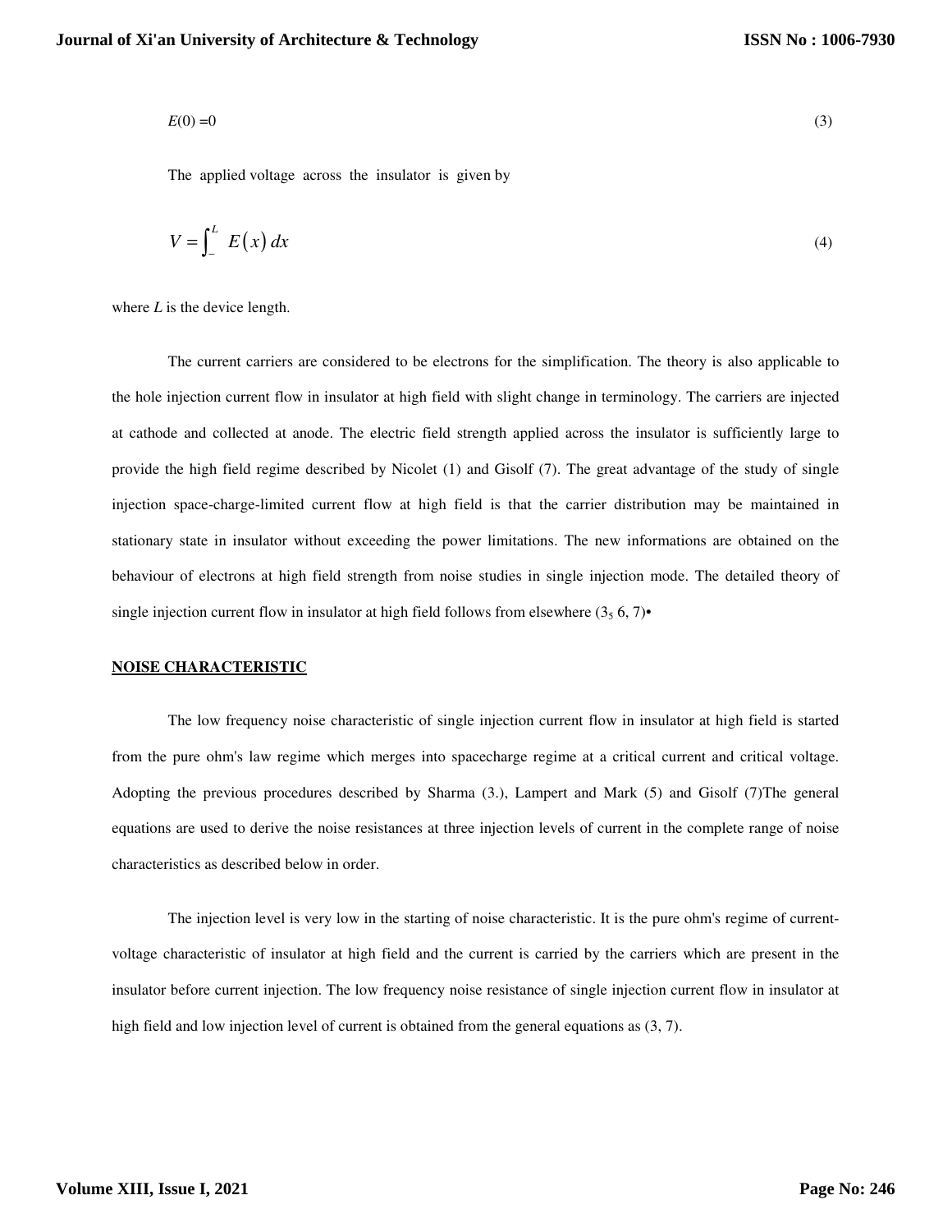$$E(0) = 0 \tag{3}$$

The applied voltage across the insulator is given by

$$V = \int_{-}^{L} E(x)\, dx \tag{4}$$

where $L$ is the device length.

The current carriers are considered to be electrons for the simplification. The theory is also applicable to the hole injection current flow in insulator at high field with slight change in terminology. The carriers are injected at cathode and collected at anode. The electric field strength applied across the insulator is sufficiently large to provide the high field regime described by Nicolet (1) and Gisolf (7). The great advantage of the study of single injection space-charge-limited current flow at high field is that the carrier distribution may be maintained in stationary state in insulator without exceeding the power limitations. The new informations are obtained on the behaviour of electrons at high field strength from noise studies in single injection mode. The detailed theory of single injection current flow in insulator at high field follows from elsewhere ($3_5$ 6, 7)•

## NOISE CHARACTERISTIC

The low frequency noise characteristic of single injection current flow in insulator at high field is started from the pure ohm's law regime which merges into spacecharge regime at a critical current and critical voltage. Adopting the previous procedures described by Sharma (3.), Lampert and Mark (5) and Gisolf (7)The general equations are used to derive the noise resistances at three injection levels of current in the complete range of noise characteristics as described below in order.

The injection level is very low in the starting of noise characteristic. It is the pure ohm's regime of current-voltage characteristic of insulator at high field and the current is carried by the carriers which are present in the insulator before current injection. The low frequency noise resistance of single injection current flow in insulator at high field and low injection level of current is obtained from the general equations as (3, 7).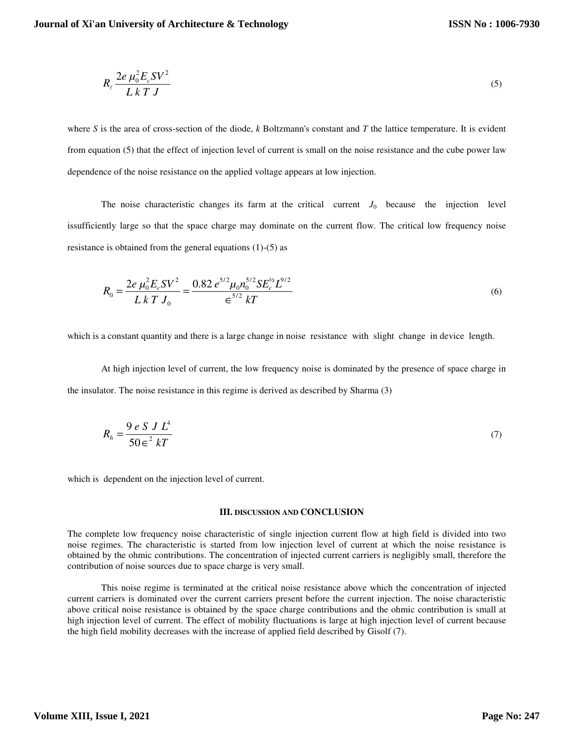$$R_{\ell} \frac{2e\,\mu_0^2 E_c S V^2}{L\,k\,T\,J} \tag{5}$$

where $S$ is the area of cross-section of the diode, $k$ Boltzmann's constant and $T$ the lattice temperature. It is evident from equation (5) that the effect of injection level of current is small on the noise resistance and the cube power law dependence of the noise resistance on the applied voltage appears at low injection.

The noise characteristic changes its farm at the critical current $J_0$ because the injection level issufficiently large so that the space charge may dominate on the current flow. The critical low frequency noise resistance is obtained from the general equations (1)-(5) as

$$R_0 = \frac{2e\,\mu_0^2 E_c S V^2}{L\,k\,T\,J_0} = \frac{0.82\,e^{5/2}\mu_0 n_0^{5/2} S E_c^{1/2} L^{9/2}}{\in^{5/2}\,kT} \tag{6}$$

which is a constant quantity and there is a large change in noise resistance with slight change in device length.

At high injection level of current, the low frequency noise is dominated by the presence of space charge in the insulator. The noise resistance in this regime is derived as described by Sharma (3)

$$R_h = \frac{9\,e\,S\,J\,L^4}{50\in^2\,kT} \tag{7}$$

which is dependent on the injection level of current.

## III. DISCUSSION AND CONCLUSION

The complete low frequency noise characteristic of single injection current flow at high field is divided into two noise regimes. The characteristic is started from low injection level of current at which the noise resistance is obtained by the ohmic contributions. The concentration of injected current carriers is negligibly small, therefore the contribution of noise sources due to space charge is very small.

This noise regime is terminated at the critical noise resistance above which the concentration of injected current carriers is dominated over the current carriers present before the current injection. The noise characteristic above critical noise resistance is obtained by the space charge contributions and the ohmic contribution is small at high injection level of current. The effect of mobility fluctuations is large at high injection level of current because the high field mobility decreases with the increase of applied field described by Gisolf (7).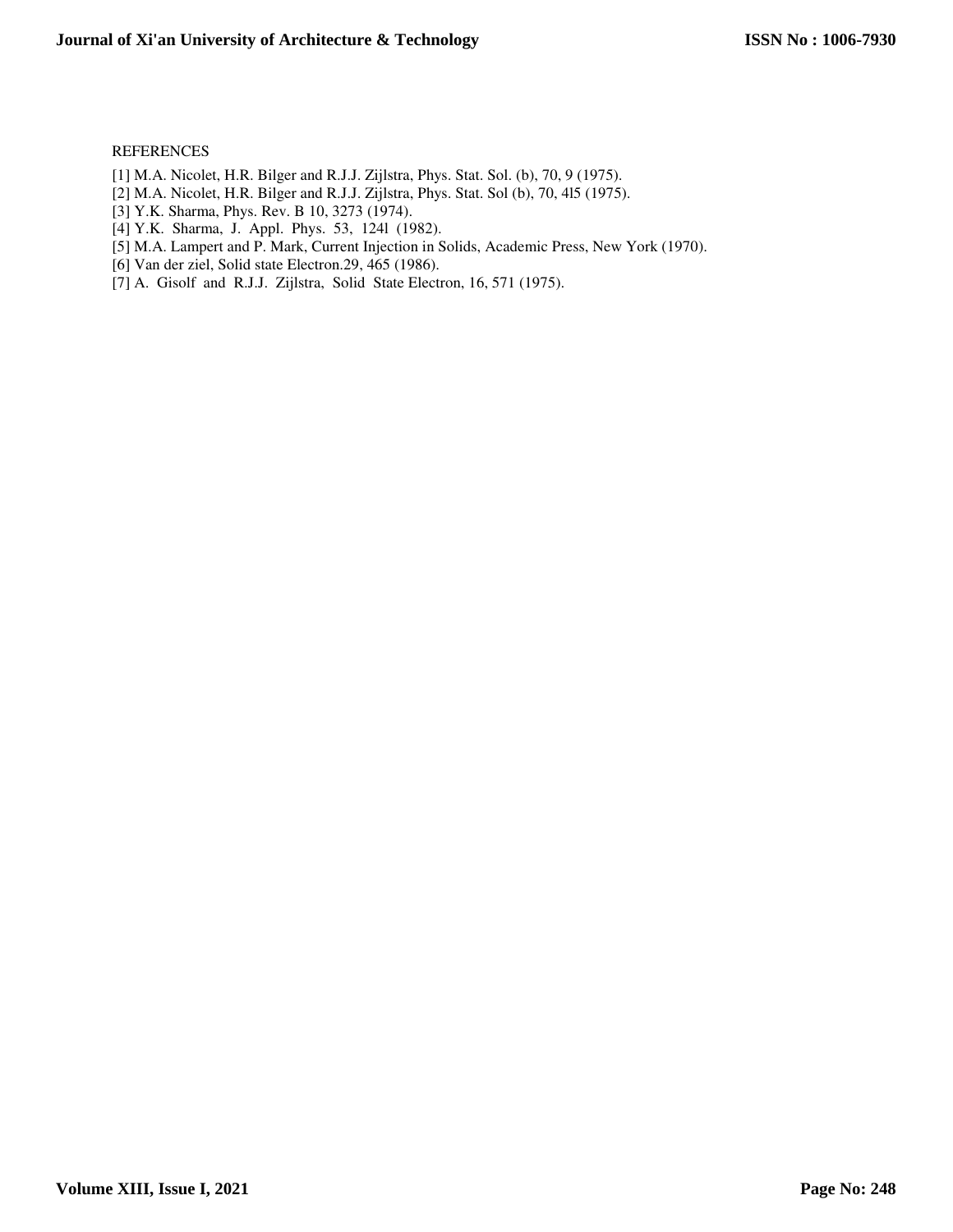REFERENCES

[1] M.A. Nicolet, H.R. Bilger and R.J.J. Zijlstra, Phys. Stat. Sol. (b), 70, 9 (1975).
[2] M.A. Nicolet, H.R. Bilger and R.J.J. Zijlstra, Phys. Stat. Sol (b), 70, 4l5 (1975).
[3] Y.K. Sharma, Phys. Rev. B 10, 3273 (1974).
[4] Y.K. Sharma, J. Appl. Phys. 53, 124l (1982).
[5] M.A. Lampert and P. Mark, Current Injection in Solids, Academic Press, New York (1970).
[6] Van der ziel, Solid state Electron.29, 465 (1986).
[7] A. Gisolf and R.J.J. Zijlstra, Solid State Electron, 16, 571 (1975).